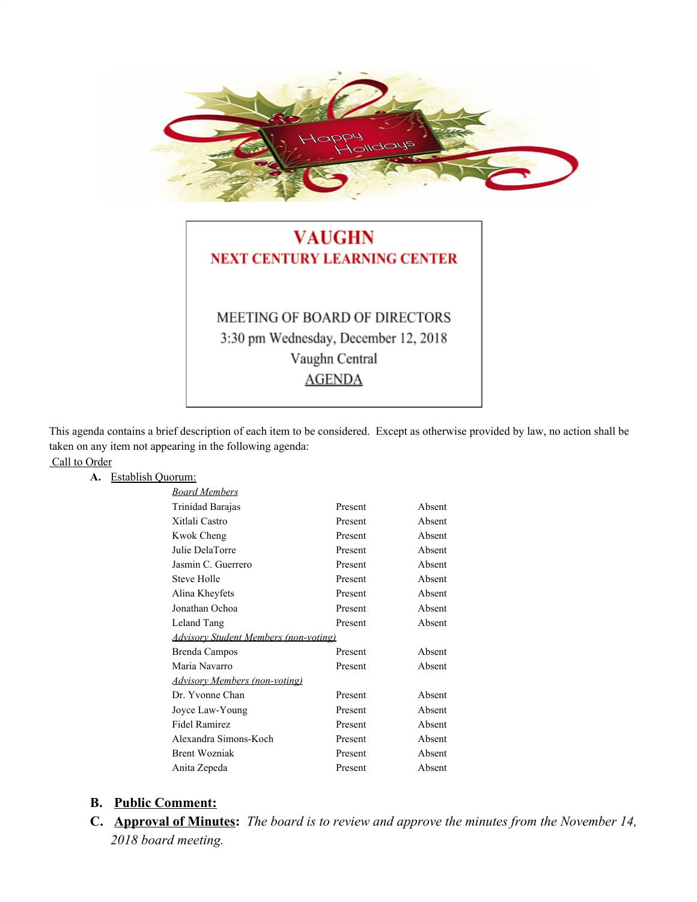# VAUGHN

## NEXT CENTURY LEARNING CENTER

MEETING OF BOARD OF DIRECTORS
3:30 pm Wednesday, December 12, 2018
Vaughn Central
AGENDA

This agenda contains a brief description of each item to be considered. Except as otherwise provided by law, no action shall be taken on any item not appearing in the following agenda:

Call to Order

**A.** Establish Quorum:

| *Board Members* | | |
|---|---|---|
| Trinidad Barajas | Present | Absent |
| Xitlali Castro | Present | Absent |
| Kwok Cheng | Present | Absent |
| Julie DelaTorre | Present | Absent |
| Jasmin C. Guerrero | Present | Absent |
| Steve Holle | Present | Absent |
| Alina Kheyfets | Present | Absent |
| Jonathan Ochoa | Present | Absent |
| Leland Tang | Present | Absent |
| *Advisory Student Members (non-voting)* | | |
| Brenda Campos | Present | Absent |
| Maria Navarro | Present | Absent |
| *Advisory Members (non-voting)* | | |
| Dr. Yvonne Chan | Present | Absent |
| Joyce Law-Young | Present | Absent |
| Fidel Ramirez | Present | Absent |
| Alexandra Simons-Koch | Present | Absent |
| Brent Wozniak | Present | Absent |
| Anita Zepeda | Present | Absent |

**B. Public Comment:**

**C. Approval of Minutes:** *The board is to review and approve the minutes from the November 14, 2018 board meeting.*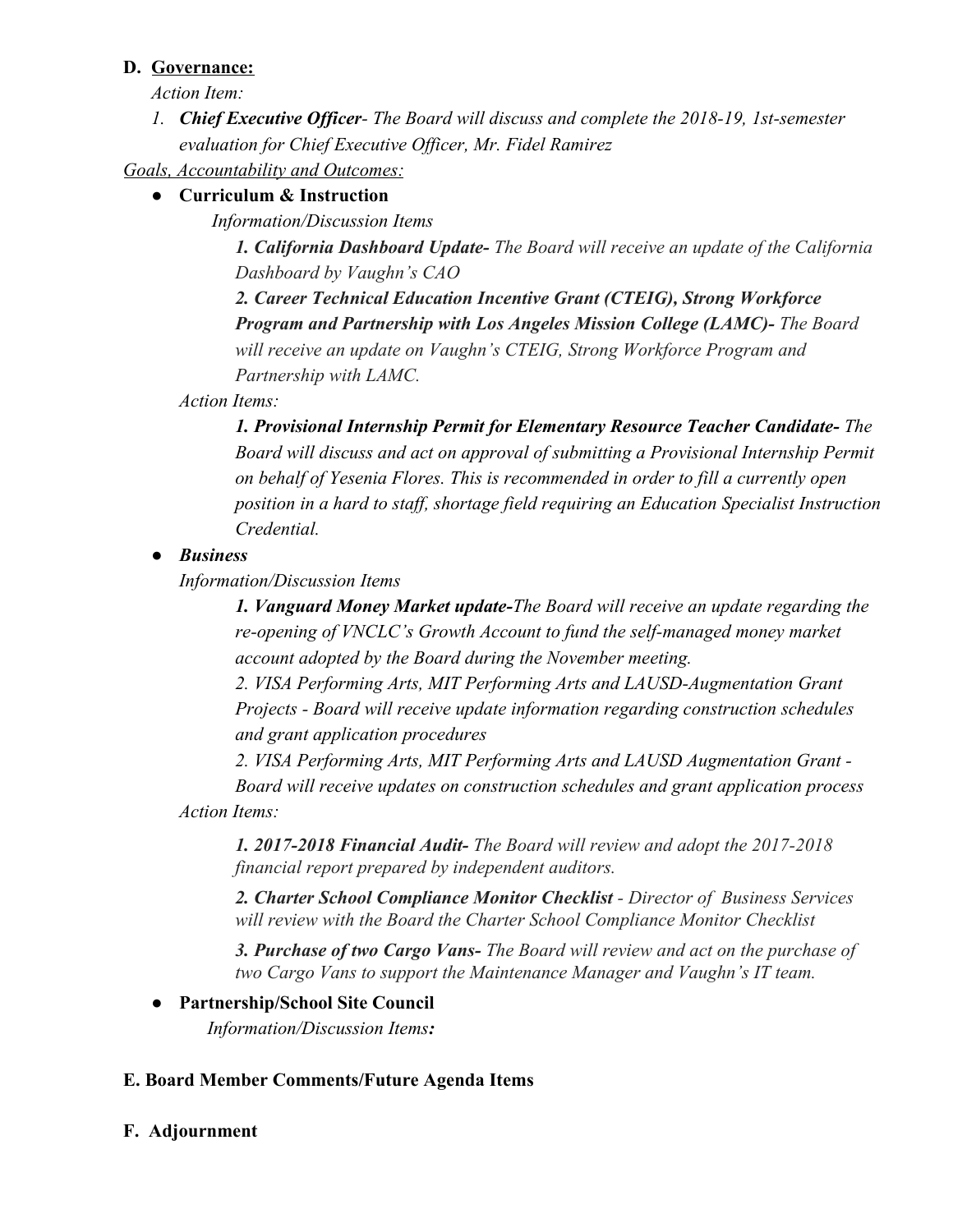**D. Governance:**

*Action Item:*

1. ***Chief Executive Officer**- The Board will discuss and complete the 2018-19, 1st-semester evaluation for Chief Executive Officer, Mr. Fidel Ramirez*

*Goals, Accountability and Outcomes:*

- **Curriculum & Instruction**

  *Information/Discussion Items*

  ***1. California Dashboard Update-** The Board will receive an update of the California Dashboard by Vaughn's CAO*

  ***2. Career Technical Education Incentive Grant (CTEIG), Strong Workforce Program and Partnership with Los Angeles Mission College (LAMC)-** The Board will receive an update on Vaughn's CTEIG, Strong Workforce Program and Partnership with LAMC.*

  *Action Items:*

  ***1. Provisional Internship Permit for Elementary Resource Teacher Candidate-** The Board will discuss and act on approval of submitting a Provisional Internship Permit on behalf of Yesenia Flores. This is recommended in order to fill a currently open position in a hard to staff, shortage field requiring an Education Specialist Instruction Credential.*

- ***Business***

  *Information/Discussion Items*

  ***1. Vanguard Money Market update-**The Board will receive an update regarding the re-opening of VNCLC's Growth Account to fund the self-managed money market account adopted by the Board during the November meeting.*

  *2. VISA Performing Arts, MIT Performing Arts and LAUSD-Augmentation Grant Projects - Board will receive update information regarding construction schedules and grant application procedures*

  *2. VISA Performing Arts, MIT Performing Arts and LAUSD Augmentation Grant - Board will receive updates on construction schedules and grant application process*

  *Action Items:*

  ***1. 2017-2018 Financial Audit-** The Board will review and adopt the 2017-2018 financial report prepared by independent auditors.*

  ***2. Charter School Compliance Monitor Checklist** - Director of Business Services will review with the Board the Charter School Compliance Monitor Checklist*

  ***3. Purchase of two Cargo Vans-** The Board will review and act on the purchase of two Cargo Vans to support the Maintenance Manager and Vaughn's IT team.*

- **Partnership/School Site Council**

  *Information/Discussion Items:*

**E. Board Member Comments/Future Agenda Items**

**F. Adjournment**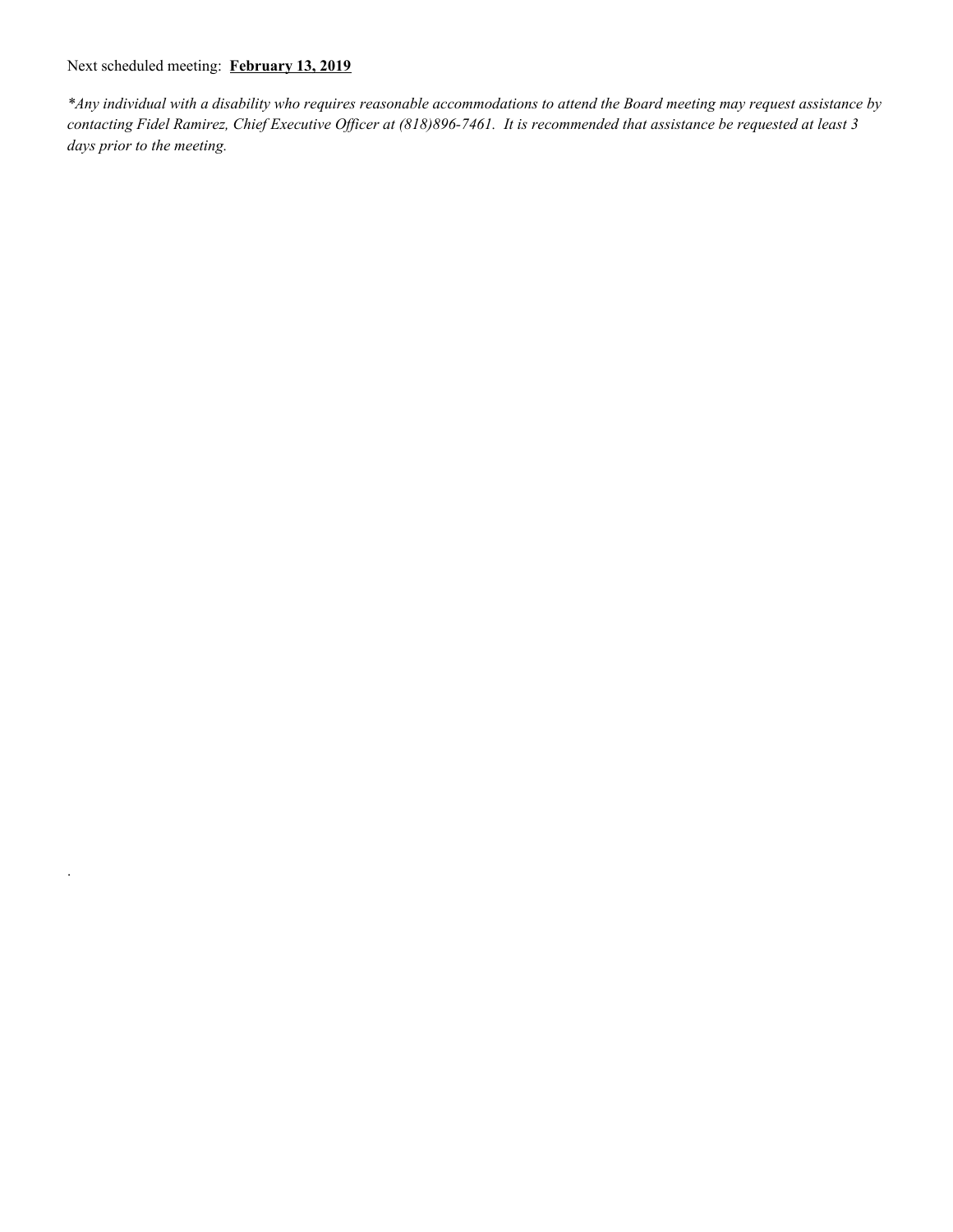Next scheduled meeting: **February 13, 2019**

*\*Any individual with a disability who requires reasonable accommodations to attend the Board meeting may request assistance by contacting Fidel Ramirez, Chief Executive Officer at (818)896-7461. It is recommended that assistance be requested at least 3 days prior to the meeting.*

.